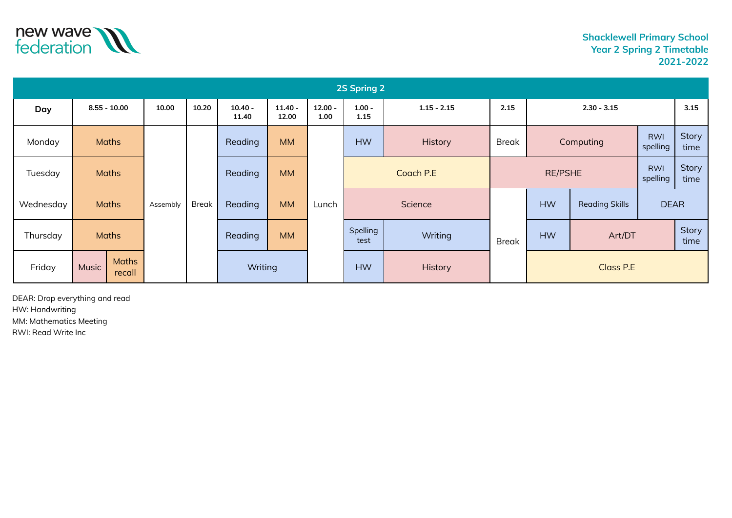new wave federation

**Shacklewell Primary School**
**Year 2 Spring 2 Timetable**
**2021-2022**

## 2S Spring 2

| Day | 8.55 - 10.00 | | 10.00 | 10.20 | 10.40 - 11.40 | 11.40 - 12.00 | 12.00 - 1.00 | 1.00 - 1.15 | 1.15 - 2.15 | 2.15 | 2.30 - 3.15 | | | 3.15 |
|---|---|---|---|---|---|---|---|---|---|---|---|---|---|---|
| Monday | Maths | | Assembly | Break | Reading | MM | Lunch | HW | History | Break | Computing | | RWI spelling | Story time |
| Tuesday | Maths | | Assembly | Break | Reading | MM | Lunch | Coach P.E | | RE/PSHE | | | RWI spelling | Story time |
| Wednesday | Maths | | Assembly | Break | Reading | MM | Lunch | Science | | Break | HW | Reading Skills | DEAR | |
| Thursday | Maths | | Assembly | Break | Reading | MM | Lunch | Spelling test | Writing | Break | HW | Art/DT | | Story time |
| Friday | Music | Maths recall | Assembly | Break | Writing | | Lunch | HW | History | Break | Class P.E | | | |

DEAR: Drop everything and read
HW: Handwriting
MM: Mathematics Meeting
RWI: Read Write Inc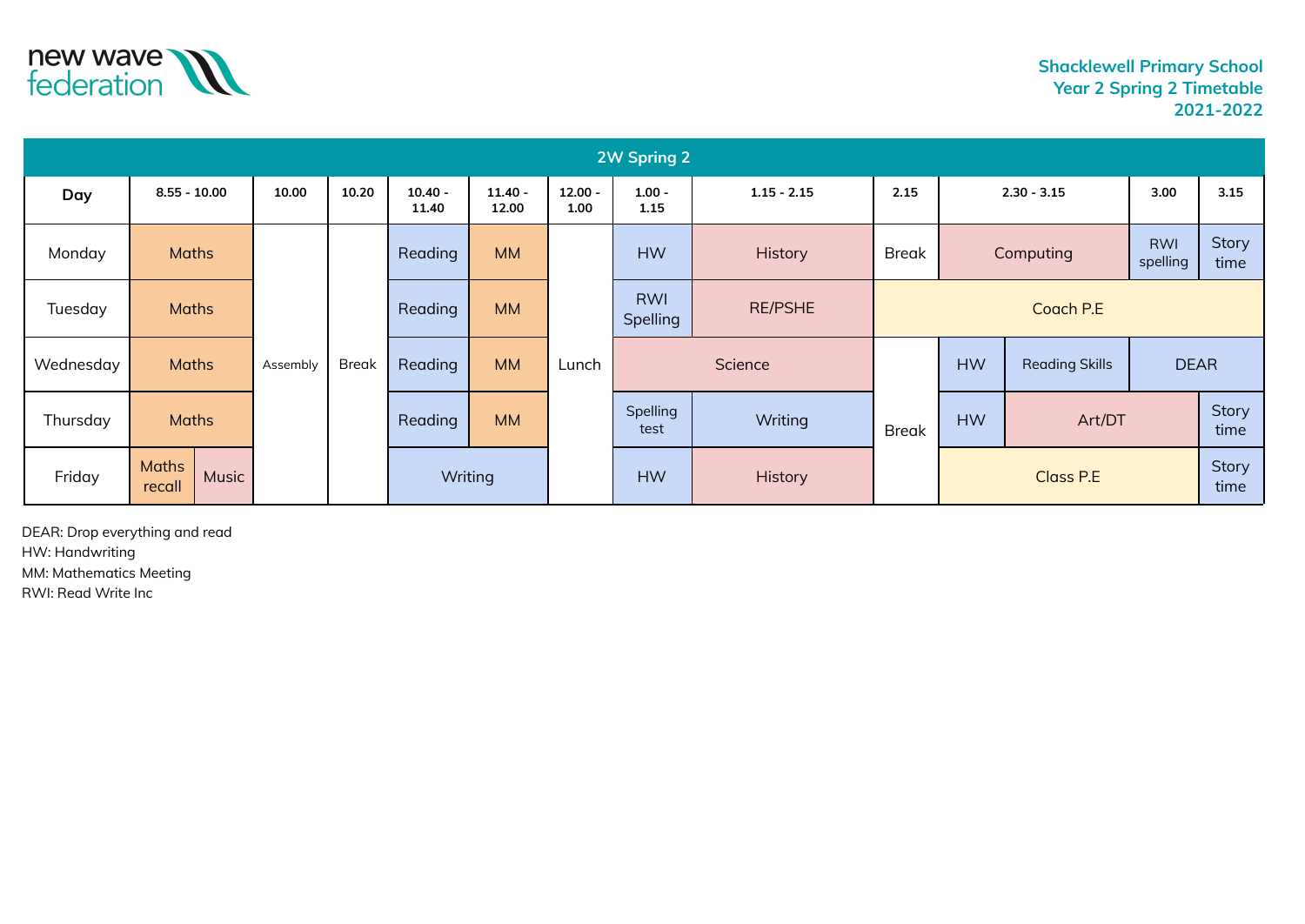new wave federation

**Shacklewell Primary School**
**Year 2 Spring 2 Timetable**
**2021-2022**

## 2W Spring 2

| Day | 8.55 - 10.00 | | 10.00 | 10.20 | 10.40 - 11.40 | 11.40 - 12.00 | 12.00 - 1.00 | 1.00 - 1.15 | 1.15 - 2.15 | 2.15 | 2.30 - 3.15 | | | 3.00 | 3.15 |
|---|---|---|---|---|---|---|---|---|---|---|---|---|---|---|---|
| Monday | Maths | | Assembly | Break | Reading | MM | Lunch | HW | History | Break | Computing | | | RWI spelling | Story time |
| Tuesday | Maths | | | | Reading | MM | | RWI Spelling | RE/PSHE | Coach P.E | | | | | |
| Wednesday | Maths | | | | Reading | MM | | Science | | Break | HW | Reading Skills | | DEAR | |
| Thursday | Maths | | | | Reading | MM | | Spelling test | Writing | | HW | Art/DT | | | Story time |
| Friday | Maths recall | Music | | | Writing | | | HW | History | | Class P.E | | | | Story time |

DEAR: Drop everything and read
HW: Handwriting
MM: Mathematics Meeting
RWI: Read Write Inc